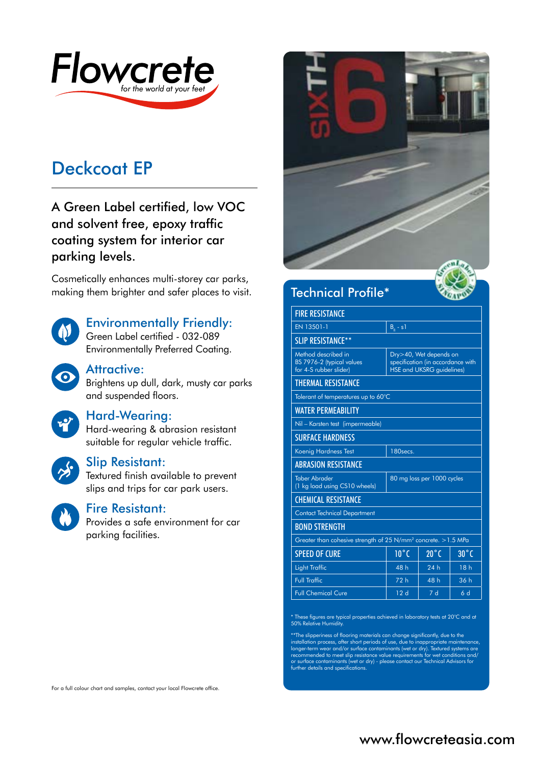Flowcrete

*for the world at your feet*

# Deckcoat EP

A Green Label certified, low VOC and solvent free, epoxy traffic coating system for interior car parking levels.

Cosmetically enhances multi-storey car parks, making them brighter and safer places to visit.

### Environmentally Friendly:
Green Label certified - 032-089 Environmentally Preferred Coating.

### Attractive:
Brightens up dull, dark, musty car parks and suspended floors.

### Hard-Wearing:
Hard-wearing & abrasion resistant suitable for regular vehicle traffic.

### Slip Resistant:
Textured finish available to prevent slips and trips for car park users.

### Fire Resistant:
Provides a safe environment for car parking facilities.

For a full colour chart and samples, contact your local Flowcrete office.

## Technical Profile*

| FIRE RESISTANCE | | | |
|---|---|---|---|
| EN 13501-1 | $B_{fl}$ - s1 | | |
| **SLIP RESISTANCE**** | | | |
| Method described in BS 7976-2 (typical values for 4-S rubber slider) | Dry>40, Wet depends on specification (in accordance with HSE and UKSRG guidelines) | | |
| **THERMAL RESISTANCE** | | | |
| Tolerant of temperatures up to 60°C | | | |
| **WATER PERMEABILITY** | | | |
| Nil – Karsten test (impermeable) | | | |
| **SURFACE HARDNESS** | | | |
| Koenig Hardness Test | 180secs. | | |
| **ABRASION RESISTANCE** | | | |
| Taber Abrader (1 kg load using CS10 wheels) | 80 mg loss per 1000 cycles | | |
| **CHEMICAL RESISTANCE** | | | |
| Contact Technical Department | | | |
| **BOND STRENGTH** | | | |
| Greater than cohesive strength of 25 N/mm² concrete. >1.5 MPa | | | |
| **SPEED OF CURE** | **10°C** | **20°C** | **30°C** |
| Light Traffic | 48 h | 24 h | 18 h |
| Full Traffic | 72 h | 48 h | 36 h |
| Full Chemical Cure | 12 d | 7 d | 6 d |

* These figures are typical properties achieved in laboratory tests at 20°C and at 50% Relative Humidity.

**The slipperiness of flooring materials can change significantly, due to the installation process, after short periods of use, due to inappropriate maintenance, longer-term wear and/or surface contaminants (wet or dry). Textured systems are recommended to meet slip resistance value requirements for wet conditions and/or surface contaminants (wet or dry) - please contact our Technical Advisors for further details and specifications.

www.flowcreteasia.com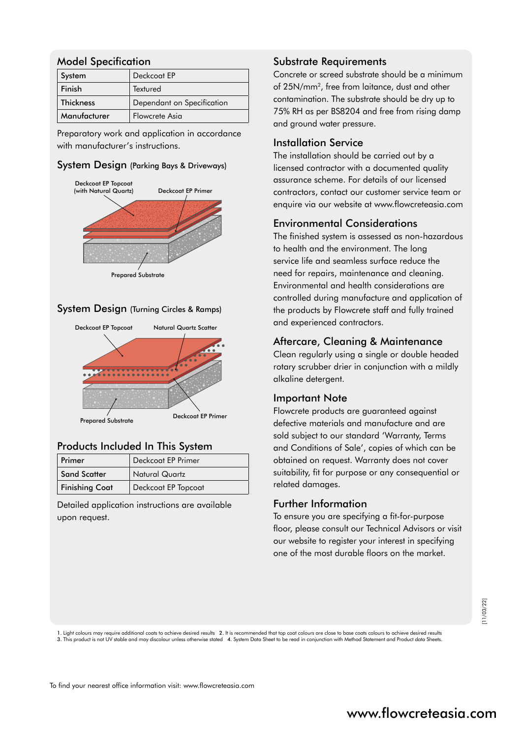## Model Specification

| | |
|---|---|
| System | Deckcoat EP |
| Finish | Textured |
| Thickness | Dependant on Specification |
| Manufacturer | Flowcrete Asia |

Preparatory work and application in accordance with manufacturer's instructions.

## System Design (Parking Bays & Driveways)

Deckcoat EP Topcoat (with Natural Quartz)

Deckcoat EP Primer

Prepared Substrate

## System Design (Turning Circles & Ramps)

Deckcoat EP Topcoat

Natural Quartz Scatter

Prepared Substrate

Deckcoat EP Primer

## Products Included In This System

| | |
|---|---|
| Primer | Deckcoat EP Primer |
| Sand Scatter | Natural Quartz |
| Finishing Coat | Deckcoat EP Topcoat |

Detailed application instructions are available upon request.

## Substrate Requirements

Concrete or screed substrate should be a minimum of 25N/mm$^2$, free from laitance, dust and other contamination. The substrate should be dry up to 75% RH as per BS8204 and free from rising damp and ground water pressure.

## Installation Service

The installation should be carried out by a licensed contractor with a documented quality assurance scheme. For details of our licensed contractors, contact our customer service team or enquire via our website at www.flowcreteasia.com

## Environmental Considerations

The finished system is assessed as non-hazardous to health and the environment. The long service life and seamless surface reduce the need for repairs, maintenance and cleaning. Environmental and health considerations are controlled during manufacture and application of the products by Flowcrete staff and fully trained and experienced contractors.

## Aftercare, Cleaning & Maintenance

Clean regularly using a single or double headed rotary scrubber drier in conjunction with a mildly alkaline detergent.

## Important Note

Flowcrete products are guaranteed against defective materials and manufacture and are sold subject to our standard 'Warranty, Terms and Conditions of Sale', copies of which can be obtained on request. Warranty does not cover suitability, fit for purpose or any consequential or related damages.

## Further Information

To ensure you are specifying a fit-for-purpose floor, please consult our Technical Advisors or visit our website to register your interest in specifying one of the most durable floors on the market.

[11/03/22]

1. Light colours may require additional coats to achieve desired results 2. It is recommended that top coat colours are close to base coats colours to achieve desired results
3. This product is not UV stable and may discolour unless otherwise stated 4. System Data Sheet to be read in conjunction with Method Statement and Product data Sheets.

To find your nearest office information visit: www.flowcreteasia.com

www.flowcreteasia.com